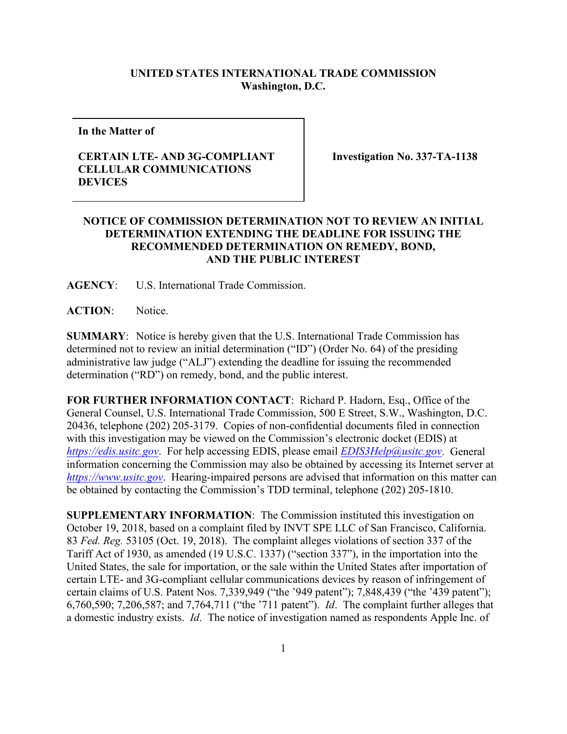**UNITED STATES INTERNATIONAL TRADE COMMISSION**
**Washington, D.C.**

| In the Matter of<br><br>**CERTAIN LTE- AND 3G-COMPLIANT CELLULAR COMMUNICATIONS DEVICES** | **Investigation No. 337-TA-1138** |
|---|---|

**NOTICE OF COMMISSION DETERMINATION NOT TO REVIEW AN INITIAL DETERMINATION EXTENDING THE DEADLINE FOR ISSUING THE RECOMMENDED DETERMINATION ON REMEDY, BOND, AND THE PUBLIC INTEREST**

**AGENCY**: U.S. International Trade Commission.

**ACTION**: Notice.

**SUMMARY**: Notice is hereby given that the U.S. International Trade Commission has determined not to review an initial determination ("ID") (Order No. 64) of the presiding administrative law judge ("ALJ") extending the deadline for issuing the recommended determination ("RD") on remedy, bond, and the public interest.

**FOR FURTHER INFORMATION CONTACT**: Richard P. Hadorn, Esq., Office of the General Counsel, U.S. International Trade Commission, 500 E Street, S.W., Washington, D.C. 20436, telephone (202) 205-3179. Copies of non-confidential documents filed in connection with this investigation may be viewed on the Commission's electronic docket (EDIS) at *https://edis.usitc.gov*. For help accessing EDIS, please email *EDIS3Help@usitc.gov*. General information concerning the Commission may also be obtained by accessing its Internet server at *https://www.usitc.gov*. Hearing-impaired persons are advised that information on this matter can be obtained by contacting the Commission's TDD terminal, telephone (202) 205-1810.

**SUPPLEMENTARY INFORMATION**: The Commission instituted this investigation on October 19, 2018, based on a complaint filed by INVT SPE LLC of San Francisco, California. 83 *Fed. Reg.* 53105 (Oct. 19, 2018). The complaint alleges violations of section 337 of the Tariff Act of 1930, as amended (19 U.S.C. 1337) ("section 337"), in the importation into the United States, the sale for importation, or the sale within the United States after importation of certain LTE- and 3G-compliant cellular communications devices by reason of infringement of certain claims of U.S. Patent Nos. 7,339,949 ("the '949 patent"); 7,848,439 ("the '439 patent"); 6,760,590; 7,206,587; and 7,764,711 ("the '711 patent"). *Id*. The complaint further alleges that a domestic industry exists. *Id*. The notice of investigation named as respondents Apple Inc. of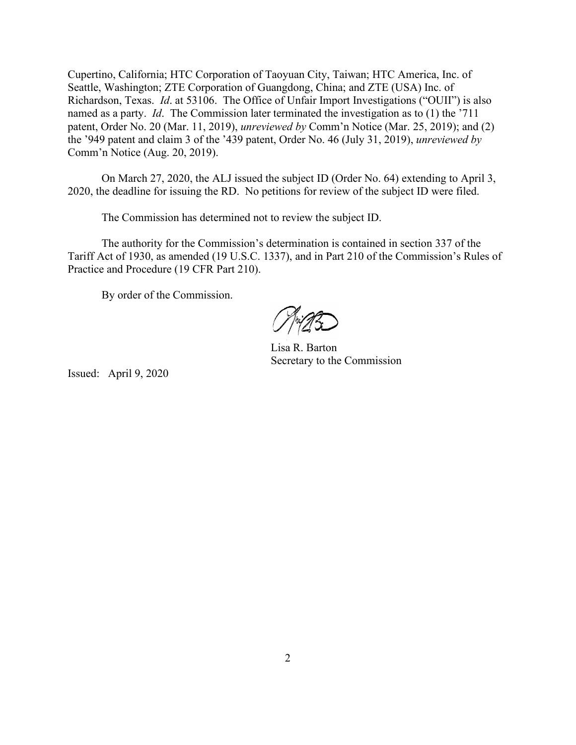Cupertino, California; HTC Corporation of Taoyuan City, Taiwan; HTC America, Inc. of Seattle, Washington; ZTE Corporation of Guangdong, China; and ZTE (USA) Inc. of Richardson, Texas. *Id*. at 53106. The Office of Unfair Import Investigations ("OUII") is also named as a party. *Id*. The Commission later terminated the investigation as to (1) the '711 patent, Order No. 20 (Mar. 11, 2019), *unreviewed by* Comm'n Notice (Mar. 25, 2019); and (2) the '949 patent and claim 3 of the '439 patent, Order No. 46 (July 31, 2019), *unreviewed by* Comm'n Notice (Aug. 20, 2019).

On March 27, 2020, the ALJ issued the subject ID (Order No. 64) extending to April 3, 2020, the deadline for issuing the RD. No petitions for review of the subject ID were filed.

The Commission has determined not to review the subject ID.

The authority for the Commission's determination is contained in section 337 of the Tariff Act of 1930, as amended (19 U.S.C. 1337), and in Part 210 of the Commission's Rules of Practice and Procedure (19 CFR Part 210).

By order of the Commission.

Lisa R. Barton
Secretary to the Commission

Issued: April 9, 2020